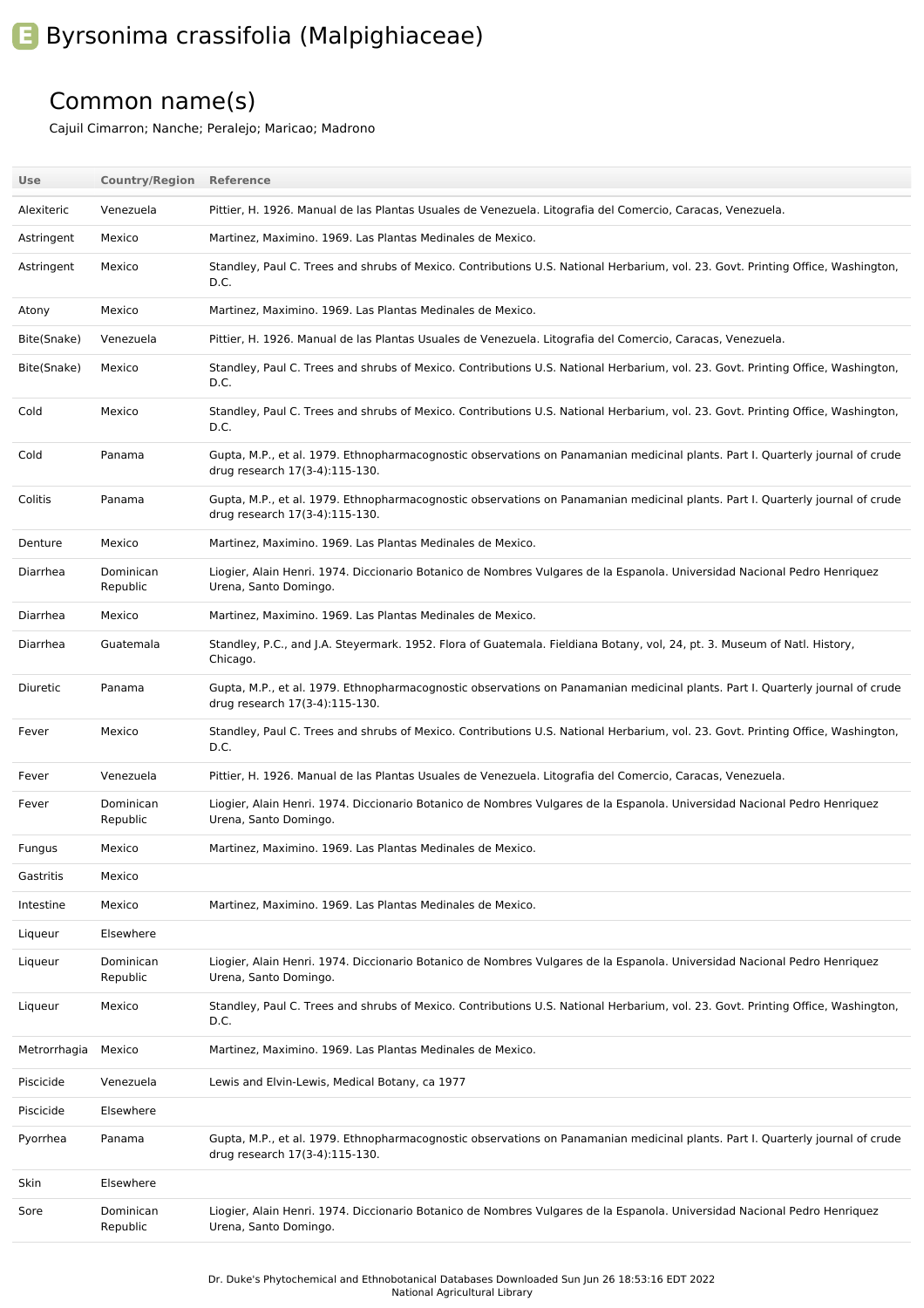# Byrsonima crassifolia (Malpighiaceae)

## Common name(s)

Cajuil Cimarron; Nanche; Peralejo; Maricao; Madrono

| Use | Country/Region | Reference |
|---|---|---|
| Alexiteric | Venezuela | Pittier, H. 1926. Manual de las Plantas Usuales de Venezuela. Litografia del Comercio, Caracas, Venezuela. |
| Astringent | Mexico | Martinez, Maximino. 1969. Las Plantas Medinales de Mexico. |
| Astringent | Mexico | Standley, Paul C. Trees and shrubs of Mexico. Contributions U.S. National Herbarium, vol. 23. Govt. Printing Office, Washington, D.C. |
| Atony | Mexico | Martinez, Maximino. 1969. Las Plantas Medinales de Mexico. |
| Bite(Snake) | Venezuela | Pittier, H. 1926. Manual de las Plantas Usuales de Venezuela. Litografia del Comercio, Caracas, Venezuela. |
| Bite(Snake) | Mexico | Standley, Paul C. Trees and shrubs of Mexico. Contributions U.S. National Herbarium, vol. 23. Govt. Printing Office, Washington, D.C. |
| Cold | Mexico | Standley, Paul C. Trees and shrubs of Mexico. Contributions U.S. National Herbarium, vol. 23. Govt. Printing Office, Washington, D.C. |
| Cold | Panama | Gupta, M.P., et al. 1979. Ethnopharmacognostic observations on Panamanian medicinal plants. Part I. Quarterly journal of crude drug research 17(3-4):115-130. |
| Colitis | Panama | Gupta, M.P., et al. 1979. Ethnopharmacognostic observations on Panamanian medicinal plants. Part I. Quarterly journal of crude drug research 17(3-4):115-130. |
| Denture | Mexico | Martinez, Maximino. 1969. Las Plantas Medinales de Mexico. |
| Diarrhea | Dominican Republic | Liogier, Alain Henri. 1974. Diccionario Botanico de Nombres Vulgares de la Espanola. Universidad Nacional Pedro Henriquez Urena, Santo Domingo. |
| Diarrhea | Mexico | Martinez, Maximino. 1969. Las Plantas Medinales de Mexico. |
| Diarrhea | Guatemala | Standley, P.C., and J.A. Steyermark. 1952. Flora of Guatemala. Fieldiana Botany, vol, 24, pt. 3. Museum of Natl. History, Chicago. |
| Diuretic | Panama | Gupta, M.P., et al. 1979. Ethnopharmacognostic observations on Panamanian medicinal plants. Part I. Quarterly journal of crude drug research 17(3-4):115-130. |
| Fever | Mexico | Standley, Paul C. Trees and shrubs of Mexico. Contributions U.S. National Herbarium, vol. 23. Govt. Printing Office, Washington, D.C. |
| Fever | Venezuela | Pittier, H. 1926. Manual de las Plantas Usuales de Venezuela. Litografia del Comercio, Caracas, Venezuela. |
| Fever | Dominican Republic | Liogier, Alain Henri. 1974. Diccionario Botanico de Nombres Vulgares de la Espanola. Universidad Nacional Pedro Henriquez Urena, Santo Domingo. |
| Fungus | Mexico | Martinez, Maximino. 1969. Las Plantas Medinales de Mexico. |
| Gastritis | Mexico | |
| Intestine | Mexico | Martinez, Maximino. 1969. Las Plantas Medinales de Mexico. |
| Liqueur | Elsewhere | |
| Liqueur | Dominican Republic | Liogier, Alain Henri. 1974. Diccionario Botanico de Nombres Vulgares de la Espanola. Universidad Nacional Pedro Henriquez Urena, Santo Domingo. |
| Liqueur | Mexico | Standley, Paul C. Trees and shrubs of Mexico. Contributions U.S. National Herbarium, vol. 23. Govt. Printing Office, Washington, D.C. |
| Metrorrhagia | Mexico | Martinez, Maximino. 1969. Las Plantas Medinales de Mexico. |
| Piscicide | Venezuela | Lewis and Elvin-Lewis, Medical Botany, ca 1977 |
| Piscicide | Elsewhere | |
| Pyorrhea | Panama | Gupta, M.P., et al. 1979. Ethnopharmacognostic observations on Panamanian medicinal plants. Part I. Quarterly journal of crude drug research 17(3-4):115-130. |
| Skin | Elsewhere | |
| Sore | Dominican Republic | Liogier, Alain Henri. 1974. Diccionario Botanico de Nombres Vulgares de la Espanola. Universidad Nacional Pedro Henriquez Urena, Santo Domingo. |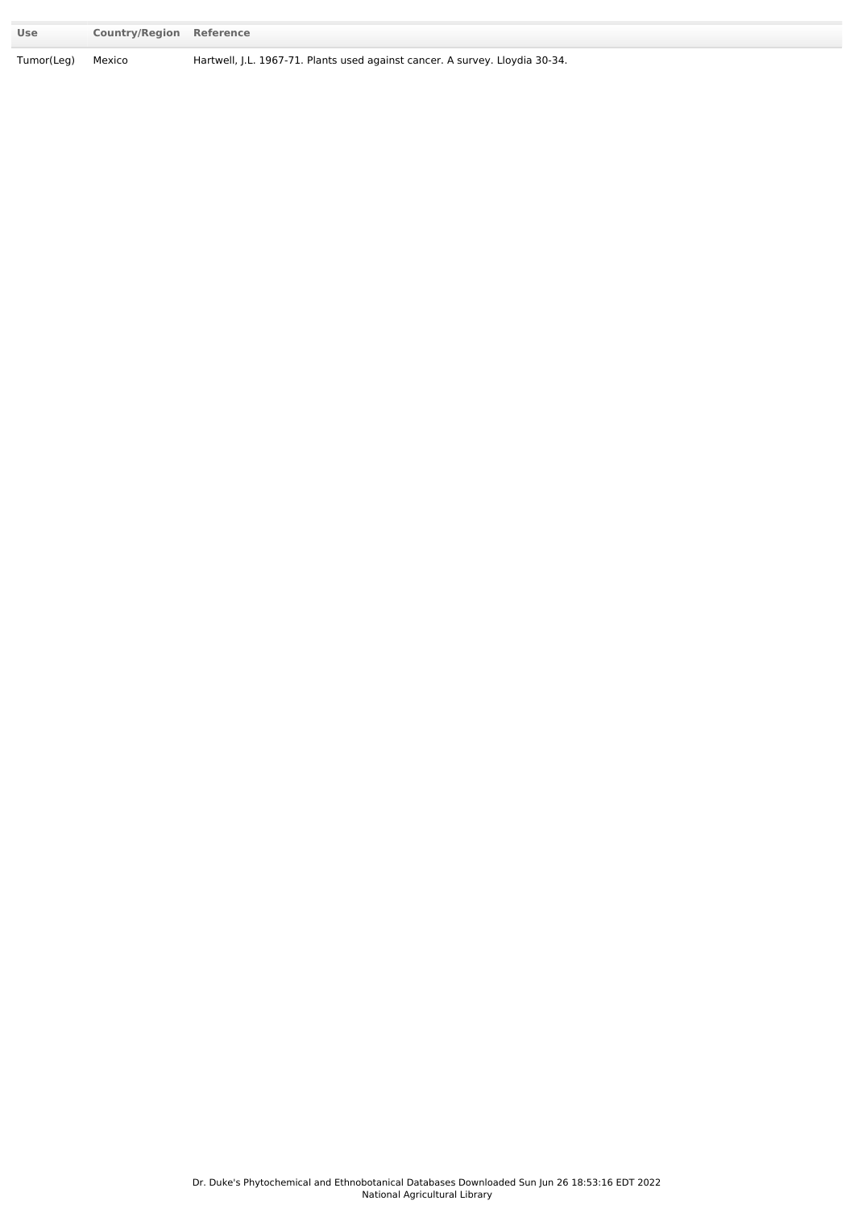| Use | Country/Region | Reference |
| --- | --- | --- |
| Tumor(Leg) | Mexico | Hartwell, J.L. 1967-71. Plants used against cancer. A survey. Lloydia 30-34. |

Dr. Duke's Phytochemical and Ethnobotanical Databases Downloaded Sun Jun 26 18:53:16 EDT 2022
National Agricultural Library